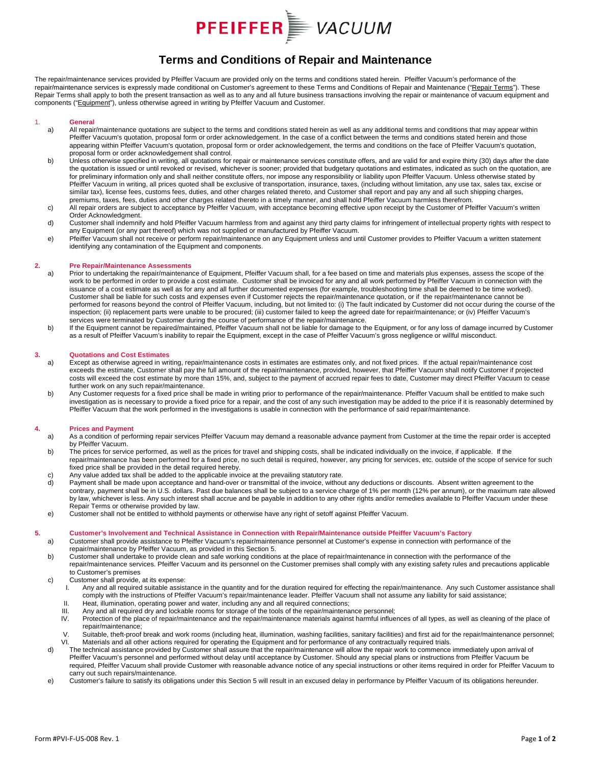PFEIFFER VACUUM

# Terms and Conditions of Repair and Maintenance

The repair/maintenance services provided by Pfeiffer Vacuum are provided only on the terms and conditions stated herein. Pfeiffer Vacuum's performance of the repair/maintenance services is expressly made conditional on Customer's agreement to these Terms and Conditions of Repair and Maintenance ("Repair Terms"). These Repair Terms shall apply to both the present transaction as well as to any and all future business transactions involving the repair or maintenance of vacuum equipment and components ("Equipment"), unless otherwise agreed in writing by Pfeiffer Vacuum and Customer.

## 1. General

a) All repair/maintenance quotations are subject to the terms and conditions stated herein as well as any additional terms and conditions that may appear within Pfeiffer Vacuum's quotation, proposal form or order acknowledgement. In the case of a conflict between the terms and conditions stated herein and those appearing within Pfeiffer Vacuum's quotation, proposal form or order acknowledgement, the terms and conditions on the face of Pfeiffer Vacuum's quotation, proposal form or order acknowledgement shall control.

b) Unless otherwise specified in writing, all quotations for repair or maintenance services constitute offers, and are valid for and expire thirty (30) days after the date the quotation is issued or until revoked or revised, whichever is sooner; provided that budgetary quotations and estimates, indicated as such on the quotation, are for preliminary information only and shall neither constitute offers, nor impose any responsibility or liability upon Pfeiffer Vacuum. Unless otherwise stated by Pfeiffer Vacuum in writing, all prices quoted shall be exclusive of transportation, insurance, taxes, (including without limitation, any use tax, sales tax, excise or similar tax), license fees, customs fees, duties, and other charges related thereto, and Customer shall report and pay any and all such shipping charges, premiums, taxes, fees, duties and other charges related thereto in a timely manner, and shall hold Pfeiffer Vacuum harmless therefrom.

c) All repair orders are subject to acceptance by Pfeiffer Vacuum, with acceptance becoming effective upon receipt by the Customer of Pfeiffer Vacuum's written Order Acknowledgment.

d) Customer shall indemnify and hold Pfeiffer Vacuum harmless from and against any third party claims for infringement of intellectual property rights with respect to any Equipment (or any part thereof) which was not supplied or manufactured by Pfeiffer Vacuum.

e) Pfeiffer Vacuum shall not receive or perform repair/maintenance on any Equipment unless and until Customer provides to Pfeiffer Vacuum a written statement identifying any contamination of the Equipment and components.

## 2. Pre Repair/Maintenance Assessments

a) Prior to undertaking the repair/maintenance of Equipment, Pfeiffer Vacuum shall, for a fee based on time and materials plus expenses, assess the scope of the work to be performed in order to provide a cost estimate. Customer shall be invoiced for any and all work performed by Pfeiffer Vacuum in connection with the issuance of a cost estimate as well as for any and all further documented expenses (for example, troubleshooting time shall be deemed to be time worked). Customer shall be liable for such costs and expenses even if Customer rejects the repair/maintenance quotation, or if the repair/maintenance cannot be performed for reasons beyond the control of Pfeiffer Vacuum, including, but not limited to: (i) The fault indicated by Customer did not occur during the course of the inspection; (ii) replacement parts were unable to be procured; (iii) customer failed to keep the agreed date for repair/maintenance; or (iv) Pfeiffer Vacuum's services were terminated by Customer during the course of performance of the repair/maintenance.

b) If the Equipment cannot be repaired/maintained, Pfeiffer Vacuum shall not be liable for damage to the Equipment, or for any loss of damage incurred by Customer as a result of Pfeiffer Vacuum's inability to repair the Equipment, except in the case of Pfeiffer Vacuum's gross negligence or willful misconduct.

## 3. Quotations and Cost Estimates

a) Except as otherwise agreed in writing, repair/maintenance costs in estimates are estimates only, and not fixed prices. If the actual repair/maintenance cost exceeds the estimate, Customer shall pay the full amount of the repair/maintenance, provided, however, that Pfeiffer Vacuum shall notify Customer if projected costs will exceed the cost estimate by more than 15%, and, subject to the payment of accrued repair fees to date, Customer may direct Pfeiffer Vacuum to cease further work on any such repair/maintenance.

b) Any Customer requests for a fixed price shall be made in writing prior to performance of the repair/maintenance. Pfeiffer Vacuum shall be entitled to make such investigation as is necessary to provide a fixed price for a repair, and the cost of any such investigation may be added to the price if it is reasonably determined by Pfeiffer Vacuum that the work performed in the investigations is usable in connection with the performance of said repair/maintenance.

## 4. Prices and Payment

a) As a condition of performing repair services Pfeiffer Vacuum may demand a reasonable advance payment from Customer at the time the repair order is accepted by Pfeiffer Vacuum.

b) The prices for service performed, as well as the prices for travel and shipping costs, shall be indicated individually on the invoice, if applicable. If the repair/maintenance has been performed for a fixed price, no such detail is required, however, any pricing for services, etc. outside of the scope of service for such fixed price shall be provided in the detail required hereby.

c) Any value added tax shall be added to the applicable invoice at the prevailing statutory rate.

d) Payment shall be made upon acceptance and hand-over or transmittal of the invoice, without any deductions or discounts. Absent written agreement to the contrary, payment shall be in U.S. dollars. Past due balances shall be subject to a service charge of 1% per month (12% per annum), or the maximum rate allowed by law, whichever is less. Any such interest shall accrue and be payable in addition to any other rights and/or remedies available to Pfeiffer Vacuum under these Repair Terms or otherwise provided by law.

e) Customer shall not be entitled to withhold payments or otherwise have any right of setoff against Pfeiffer Vacuum.

## 5. Customer's Involvement and Technical Assistance in Connection with Repair/Maintenance outside Pfeiffer Vacuum's Factory

a) Customer shall provide assistance to Pfeiffer Vacuum's repair/maintenance personnel at Customer's expense in connection with performance of the repair/maintenance by Pfeiffer Vacuum, as provided in this Section 5.

b) Customer shall undertake to provide clean and safe working conditions at the place of repair/maintenance in connection with the performance of the repair/maintenance services. Pfeiffer Vacuum and its personnel on the Customer premises shall comply with any existing safety rules and precautions applicable to Customer's premises

c) Customer shall provide, at its expense:

   I. Any and all required suitable assistance in the quantity and for the duration required for effecting the repair/maintenance. Any such Customer assistance shall comply with the instructions of Pfeiffer Vacuum's repair/maintenance leader. Pfeiffer Vacuum shall not assume any liability for said assistance;

   II. Heat, illumination, operating power and water, including any and all required connections;

   III. Any and all required dry and lockable rooms for storage of the tools of the repair/maintenance personnel;

   IV. Protection of the place of repair/maintenance and the repair/maintenance materials against harmful influences of all types, as well as cleaning of the place of repair/maintenance;

   V. Suitable, theft-proof break and work rooms (including heat, illumination, washing facilities, sanitary facilities) and first aid for the repair/maintenance personnel;

   VI. Materials and all other actions required for operating the Equipment and for performance of any contractually required trials.

d) The technical assistance provided by Customer shall assure that the repair/maintenance will allow the repair work to commence immediately upon arrival of Pfeiffer Vacuum's personnel and performed without delay until acceptance by Customer. Should any special plans or instructions from Pfeiffer Vacuum be required, Pfeiffer Vacuum shall provide Customer with reasonable advance notice of any special instructions or other items required in order for Pfeiffer Vacuum to carry out such repairs/maintenance.

e) Customer's failure to satisfy its obligations under this Section 5 will result in an excused delay in performance by Pfeiffer Vacuum of its obligations hereunder.

Form #PVI-F-US-008 Rev. 1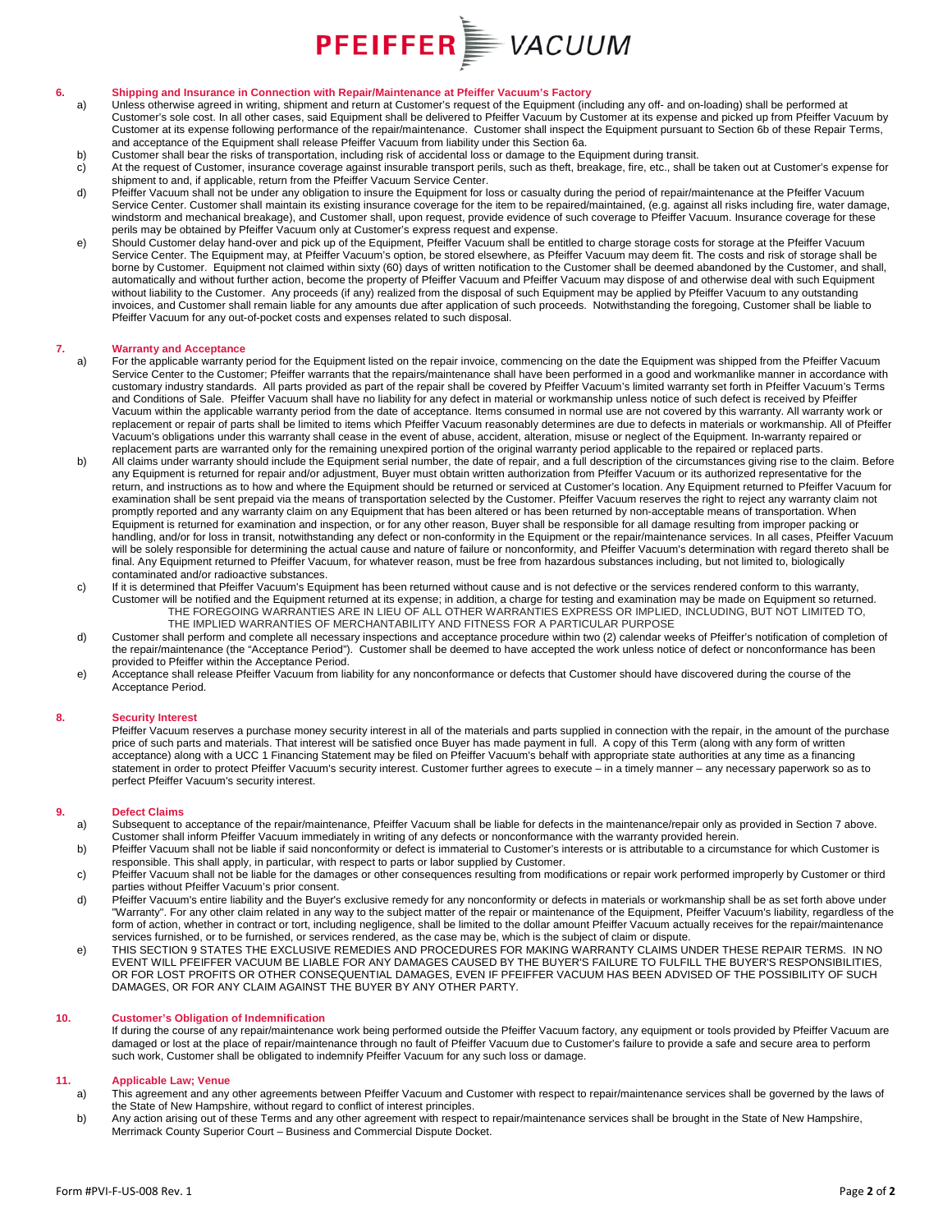## 6. Shipping and Insurance in Connection with Repair/Maintenance at Pfeiffer Vacuum's Factory

a) Unless otherwise agreed in writing, shipment and return at Customer's request of the Equipment (including any off- and on-loading) shall be performed at Customer's sole cost. In all other cases, said Equipment shall be delivered to Pfeiffer Vacuum by Customer at its expense and picked up from Pfeiffer Vacuum by Customer at its expense following performance of the repair/maintenance. Customer shall inspect the Equipment pursuant to Section 6b of these Repair Terms, and acceptance of the Equipment shall release Pfeiffer Vacuum from liability under this Section 6a.

b) Customer shall bear the risks of transportation, including risk of accidental loss or damage to the Equipment during transit.

c) At the request of Customer, insurance coverage against insurable transport perils, such as theft, breakage, fire, etc., shall be taken out at Customer's expense for shipment to and, if applicable, return from the Pfeiffer Vacuum Service Center.

d) Pfeiffer Vacuum shall not be under any obligation to insure the Equipment for loss or casualty during the period of repair/maintenance at the Pfeiffer Vacuum Service Center. Customer shall maintain its existing insurance coverage for the item to be repaired/maintained, (e.g. against all risks including fire, water damage, windstorm and mechanical breakage), and Customer shall, upon request, provide evidence of such coverage to Pfeiffer Vacuum. Insurance coverage for these perils may be obtained by Pfeiffer Vacuum only at Customer's express request and expense.

e) Should Customer delay hand-over and pick up of the Equipment, Pfeiffer Vacuum shall be entitled to charge storage costs for storage at the Pfeiffer Vacuum Service Center. The Equipment may, at Pfeiffer Vacuum's option, be stored elsewhere, as Pfeiffer Vacuum may deem fit. The costs and risk of storage shall be borne by Customer. Equipment not claimed within sixty (60) days of written notification to the Customer shall be deemed abandoned by the Customer, and shall, automatically and without further action, become the property of Pfeiffer Vacuum and Pfeiffer Vacuum may dispose of and otherwise deal with such Equipment without liability to the Customer. Any proceeds (if any) realized from the disposal of such Equipment may be applied by Pfeiffer Vacuum to any outstanding invoices, and Customer shall remain liable for any amounts due after application of such proceeds. Notwithstanding the foregoing, Customer shall be liable to Pfeiffer Vacuum for any out-of-pocket costs and expenses related to such disposal.

## 7. Warranty and Acceptance

a) For the applicable warranty period for the Equipment listed on the repair invoice, commencing on the date the Equipment was shipped from the Pfeiffer Vacuum Service Center to the Customer; Pfeiffer warrants that the repairs/maintenance shall have been performed in a good and workmanlike manner in accordance with customary industry standards. All parts provided as part of the repair shall be covered by Pfeiffer Vacuum's limited warranty set forth in Pfeiffer Vacuum's Terms and Conditions of Sale. Pfeiffer Vacuum shall have no liability for any defect in material or workmanship unless notice of such defect is received by Pfeiffer Vacuum within the applicable warranty period from the date of acceptance. Items consumed in normal use are not covered by this warranty. All warranty work or replacement or repair of parts shall be limited to items which Pfeiffer Vacuum reasonably determines are due to defects in materials or workmanship. All of Pfeiffer Vacuum's obligations under this warranty shall cease in the event of abuse, accident, alteration, misuse or neglect of the Equipment. In-warranty repaired or replacement parts are warranted only for the remaining unexpired portion of the original warranty period applicable to the repaired or replaced parts.

b) All claims under warranty should include the Equipment serial number, the date of repair, and a full description of the circumstances giving rise to the claim. Before any Equipment is returned for repair and/or adjustment, Buyer must obtain written authorization from Pfeiffer Vacuum or its authorized representative for the return, and instructions as to how and where the Equipment should be returned or serviced at Customer's location. Any Equipment returned to Pfeiffer Vacuum for examination shall be sent prepaid via the means of transportation selected by the Customer. Pfeiffer Vacuum reserves the right to reject any warranty claim not promptly reported and any warranty claim on any Equipment that has been altered or has been returned by non-acceptable means of transportation. When Equipment is returned for examination and inspection, or for any other reason, Buyer shall be responsible for all damage resulting from improper packing or handling, and/or for loss in transit, notwithstanding any defect or non-conformity in the Equipment or the repair/maintenance services. In all cases, Pfeiffer Vacuum will be solely responsible for determining the actual cause and nature of failure or nonconformity, and Pfeiffer Vacuum's determination with regard thereto shall be final. Any Equipment returned to Pfeiffer Vacuum, for whatever reason, must be free from hazardous substances including, but not limited to, biologically contaminated and/or radioactive substances.

c) If it is determined that Pfeiffer Vacuum's Equipment has been returned without cause and is not defective or the services rendered conform to this warranty, Customer will be notified and the Equipment returned at its expense; in addition, a charge for testing and examination may be made on Equipment so returned.

THE FOREGOING WARRANTIES ARE IN LIEU OF ALL OTHER WARRANTIES EXPRESS OR IMPLIED, INCLUDING, BUT NOT LIMITED TO, THE IMPLIED WARRANTIES OF MERCHANTABILITY AND FITNESS FOR A PARTICULAR PURPOSE

d) Customer shall perform and complete all necessary inspections and acceptance procedure within two (2) calendar weeks of Pfeiffer's notification of completion of the repair/maintenance (the "Acceptance Period"). Customer shall be deemed to have accepted the work unless notice of defect or nonconformance has been provided to Pfeiffer within the Acceptance Period.

e) Acceptance shall release Pfeiffer Vacuum from liability for any nonconformance or defects that Customer should have discovered during the course of the Acceptance Period.

## 8. Security Interest

Pfeiffer Vacuum reserves a purchase money security interest in all of the materials and parts supplied in connection with the repair, in the amount of the purchase price of such parts and materials. That interest will be satisfied once Buyer has made payment in full. A copy of this Term (along with any form of written acceptance) along with a UCC 1 Financing Statement may be filed on Pfeiffer Vacuum's behalf with appropriate state authorities at any time as a financing statement in order to protect Pfeiffer Vacuum's security interest. Customer further agrees to execute – in a timely manner – any necessary paperwork so as to perfect Pfeiffer Vacuum's security interest.

## 9. Defect Claims

a) Subsequent to acceptance of the repair/maintenance, Pfeiffer Vacuum shall be liable for defects in the maintenance/repair only as provided in Section 7 above. Customer shall inform Pfeiffer Vacuum immediately in writing of any defects or nonconformance with the warranty provided herein.

b) Pfeiffer Vacuum shall not be liable if said nonconformity or defect is immaterial to Customer's interests or is attributable to a circumstance for which Customer is responsible. This shall apply, in particular, with respect to parts or labor supplied by Customer.

c) Pfeiffer Vacuum shall not be liable for the damages or other consequences resulting from modifications or repair work performed improperly by Customer or third parties without Pfeiffer Vacuum's prior consent.

d) Pfeiffer Vacuum's entire liability and the Buyer's exclusive remedy for any nonconformity or defects in materials or workmanship shall be as set forth above under "Warranty". For any other claim related in any way to the subject matter of the repair or maintenance of the Equipment, Pfeiffer Vacuum's liability, regardless of the form of action, whether in contract or tort, including negligence, shall be limited to the dollar amount Pfeiffer Vacuum actually receives for the repair/maintenance services furnished, or to be furnished, or services rendered, as the case may be, which is the subject of claim or dispute.

e) THIS SECTION 9 STATES THE EXCLUSIVE REMEDIES AND PROCEDURES FOR MAKING WARRANTY CLAIMS UNDER THESE REPAIR TERMS. IN NO EVENT WILL PFEIFFER VACUUM BE LIABLE FOR ANY DAMAGES CAUSED BY THE BUYER'S FAILURE TO FULFILL THE BUYER'S RESPONSIBILITIES, OR FOR LOST PROFITS OR OTHER CONSEQUENTIAL DAMAGES, EVEN IF PFEIFFER VACUUM HAS BEEN ADVISED OF THE POSSIBILITY OF SUCH DAMAGES, OR FOR ANY CLAIM AGAINST THE BUYER BY ANY OTHER PARTY.

## 10. Customer's Obligation of Indemnification

If during the course of any repair/maintenance work being performed outside the Pfeiffer Vacuum factory, any equipment or tools provided by Pfeiffer Vacuum are damaged or lost at the place of repair/maintenance through no fault of Pfeiffer Vacuum due to Customer's failure to provide a safe and secure area to perform such work, Customer shall be obligated to indemnify Pfeiffer Vacuum for any such loss or damage.

## 11. Applicable Law; Venue

a) This agreement and any other agreements between Pfeiffer Vacuum and Customer with respect to repair/maintenance services shall be governed by the laws of the State of New Hampshire, without regard to conflict of interest principles.

b) Any action arising out of these Terms and any other agreement with respect to repair/maintenance services shall be brought in the State of New Hampshire, Merrimack County Superior Court – Business and Commercial Dispute Docket.

Form #PVI-F-US-008 Rev. 1